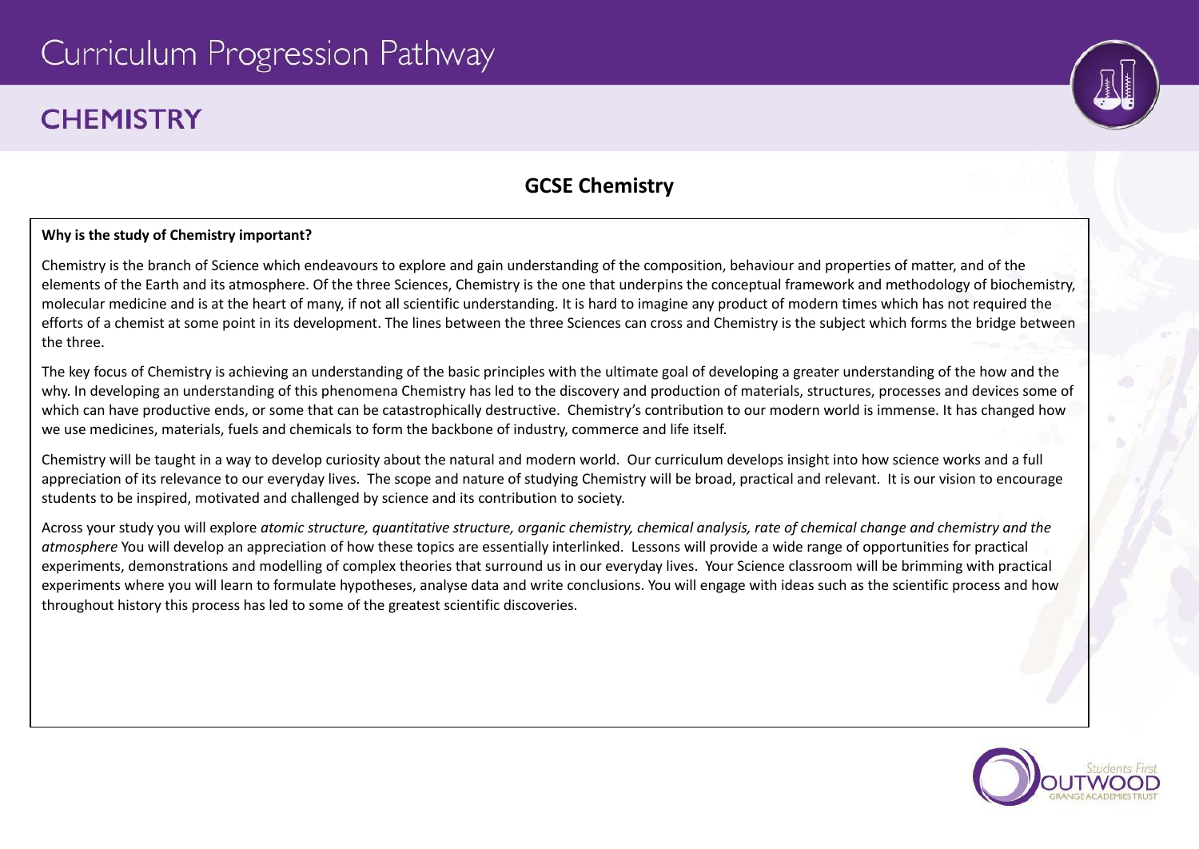# Curriculum Progression Pathway

## CHEMISTRY

### GCSE Chemistry

**Why is the study of Chemistry important?**

Chemistry is the branch of Science which endeavours to explore and gain understanding of the composition, behaviour and properties of matter, and of the elements of the Earth and its atmosphere. Of the three Sciences, Chemistry is the one that underpins the conceptual framework and methodology of biochemistry, molecular medicine and is at the heart of many, if not all scientific understanding. It is hard to imagine any product of modern times which has not required the efforts of a chemist at some point in its development. The lines between the three Sciences can cross and Chemistry is the subject which forms the bridge between the three.

The key focus of Chemistry is achieving an understanding of the basic principles with the ultimate goal of developing a greater understanding of the how and the why. In developing an understanding of this phenomena Chemistry has led to the discovery and production of materials, structures, processes and devices some of which can have productive ends, or some that can be catastrophically destructive. Chemistry's contribution to our modern world is immense. It has changed how we use medicines, materials, fuels and chemicals to form the backbone of industry, commerce and life itself.

Chemistry will be taught in a way to develop curiosity about the natural and modern world. Our curriculum develops insight into how science works and a full appreciation of its relevance to our everyday lives. The scope and nature of studying Chemistry will be broad, practical and relevant. It is our vision to encourage students to be inspired, motivated and challenged by science and its contribution to society.

Across your study you will explore *atomic structure, quantitative structure, organic chemistry, chemical analysis, rate of chemical change and chemistry and the atmosphere* You will develop an appreciation of how these topics are essentially interlinked. Lessons will provide a wide range of opportunities for practical experiments, demonstrations and modelling of complex theories that surround us in our everyday lives. Your Science classroom will be brimming with practical experiments where you will learn to formulate hypotheses, analyse data and write conclusions. You will engage with ideas such as the scientific process and how throughout history this process has led to some of the greatest scientific discoveries.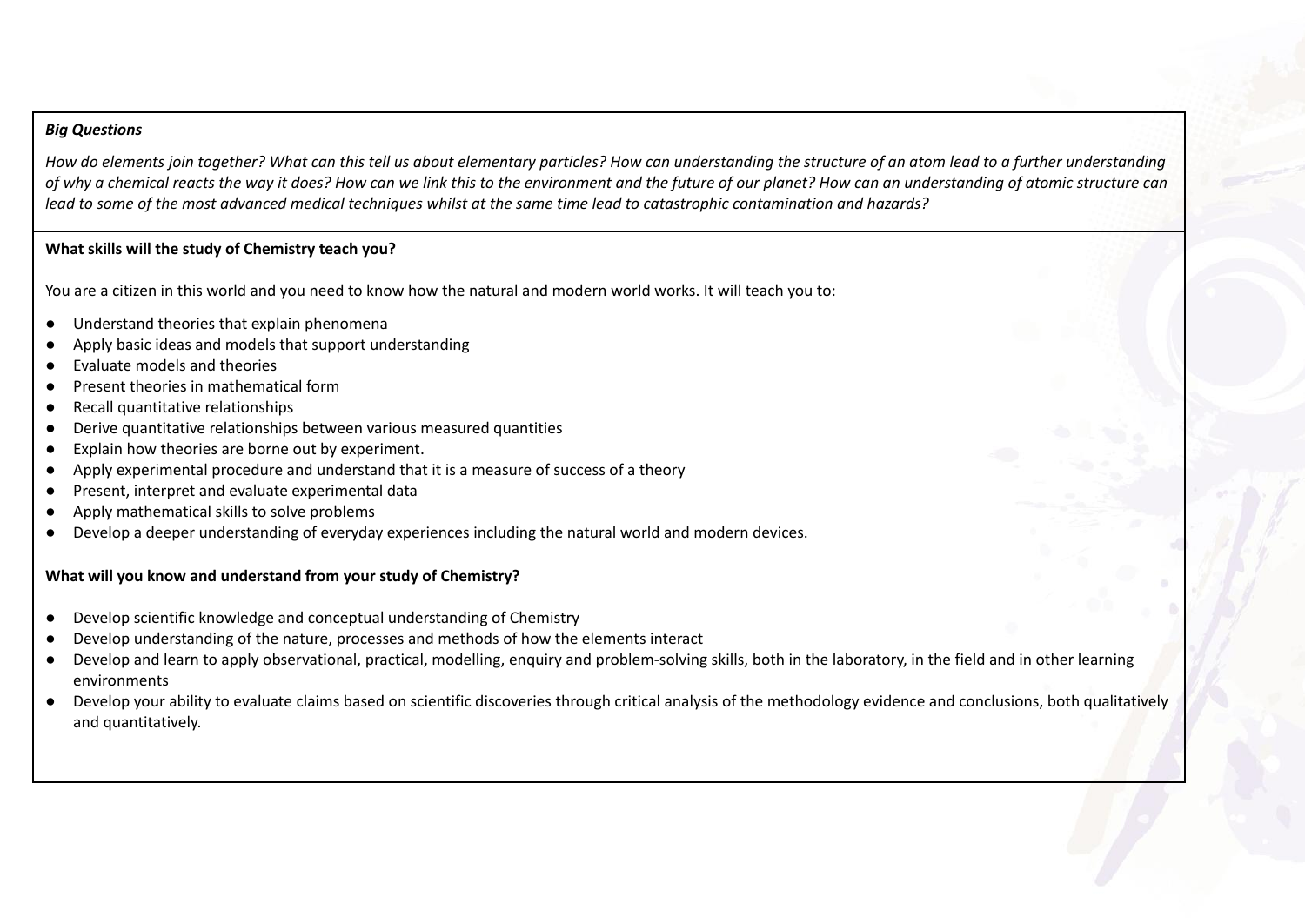***Big Questions***

*How do elements join together? What can this tell us about elementary particles? How can understanding the structure of an atom lead to a further understanding of why a chemical reacts the way it does? How can we link this to the environment and the future of our planet? How can an understanding of atomic structure can lead to some of the most advanced medical techniques whilst at the same time lead to catastrophic contamination and hazards?*

**What skills will the study of Chemistry teach you?**

You are a citizen in this world and you need to know how the natural and modern world works. It will teach you to:

- Understand theories that explain phenomena
- Apply basic ideas and models that support understanding
- Evaluate models and theories
- Present theories in mathematical form
- Recall quantitative relationships
- Derive quantitative relationships between various measured quantities
- Explain how theories are borne out by experiment.
- Apply experimental procedure and understand that it is a measure of success of a theory
- Present, interpret and evaluate experimental data
- Apply mathematical skills to solve problems
- Develop a deeper understanding of everyday experiences including the natural world and modern devices.

**What will you know and understand from your study of Chemistry?**

- Develop scientific knowledge and conceptual understanding of Chemistry
- Develop understanding of the nature, processes and methods of how the elements interact
- Develop and learn to apply observational, practical, modelling, enquiry and problem-solving skills, both in the laboratory, in the field and in other learning environments
- Develop your ability to evaluate claims based on scientific discoveries through critical analysis of the methodology evidence and conclusions, both qualitatively and quantitatively.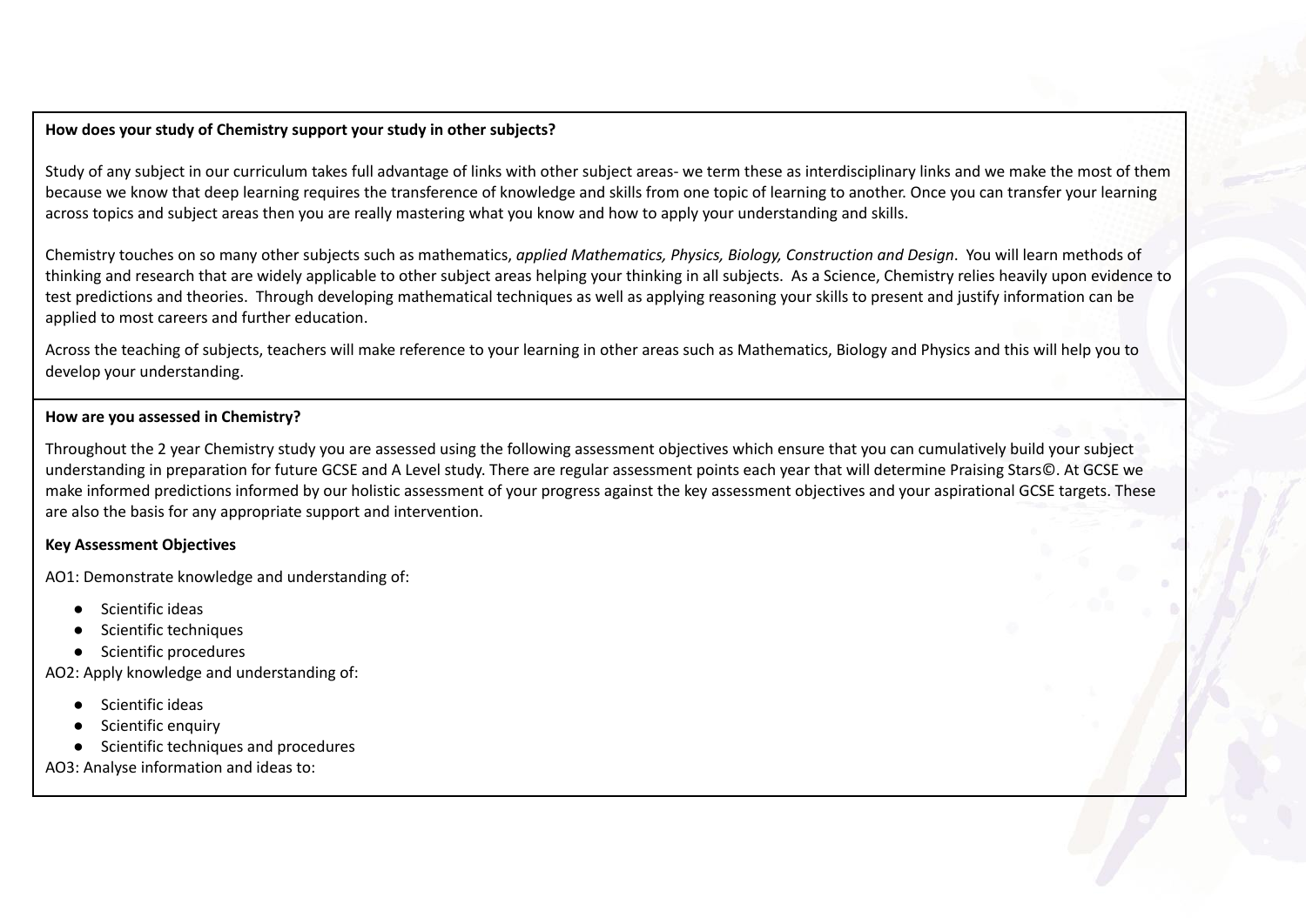**How does your study of Chemistry support your study in other subjects?**

Study of any subject in our curriculum takes full advantage of links with other subject areas- we term these as interdisciplinary links and we make the most of them because we know that deep learning requires the transference of knowledge and skills from one topic of learning to another. Once you can transfer your learning across topics and subject areas then you are really mastering what you know and how to apply your understanding and skills.

Chemistry touches on so many other subjects such as mathematics, *applied Mathematics, Physics, Biology, Construction and Design*. You will learn methods of thinking and research that are widely applicable to other subject areas helping your thinking in all subjects. As a Science, Chemistry relies heavily upon evidence to test predictions and theories. Through developing mathematical techniques as well as applying reasoning your skills to present and justify information can be applied to most careers and further education.

Across the teaching of subjects, teachers will make reference to your learning in other areas such as Mathematics, Biology and Physics and this will help you to develop your understanding.

**How are you assessed in Chemistry?**

Throughout the 2 year Chemistry study you are assessed using the following assessment objectives which ensure that you can cumulatively build your subject understanding in preparation for future GCSE and A Level study. There are regular assessment points each year that will determine Praising Stars©. At GCSE we make informed predictions informed by our holistic assessment of your progress against the key assessment objectives and your aspirational GCSE targets. These are also the basis for any appropriate support and intervention.

**Key Assessment Objectives**

AO1: Demonstrate knowledge and understanding of:

- Scientific ideas
- Scientific techniques
- Scientific procedures

AO2: Apply knowledge and understanding of:

- Scientific ideas
- Scientific enquiry
- Scientific techniques and procedures

AO3: Analyse information and ideas to: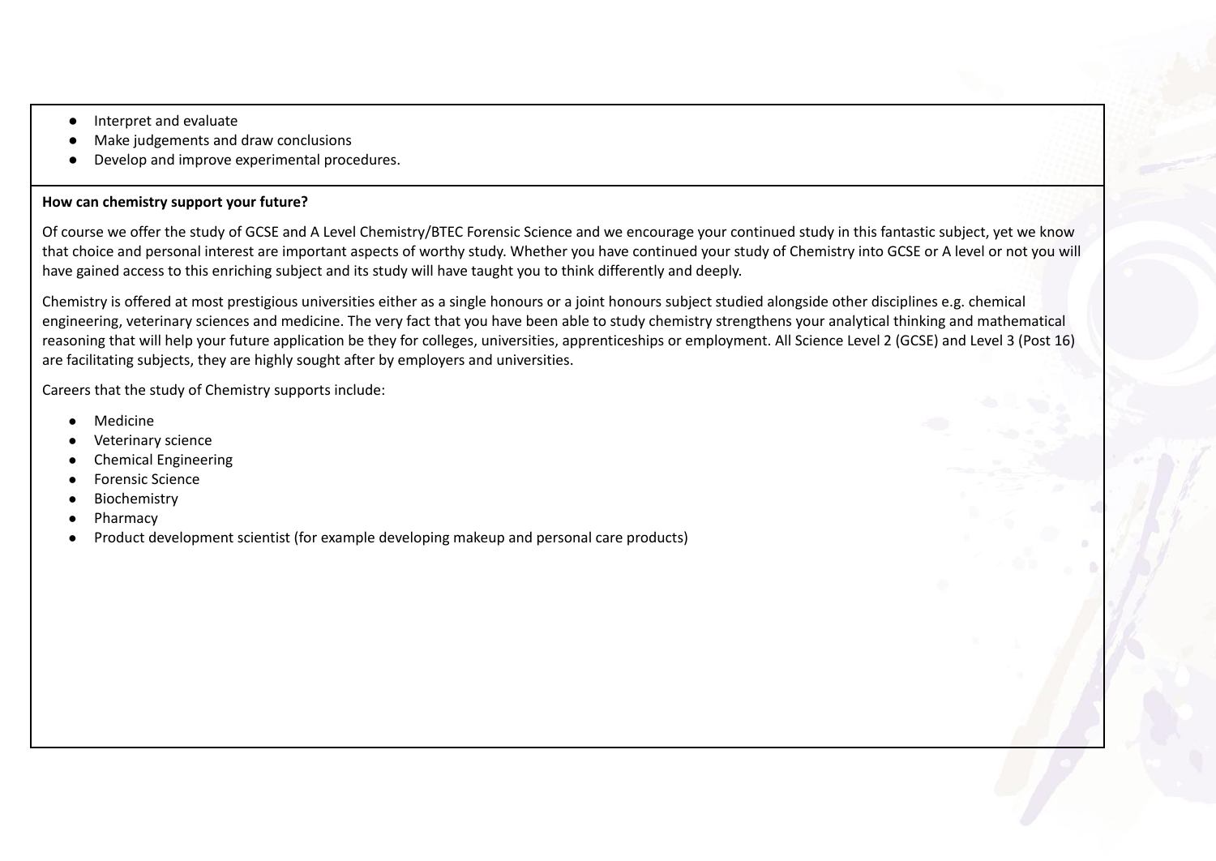- Interpret and evaluate
- Make judgements and draw conclusions
- Develop and improve experimental procedures.

**How can chemistry support your future?**

Of course we offer the study of GCSE and A Level Chemistry/BTEC Forensic Science and we encourage your continued study in this fantastic subject, yet we know that choice and personal interest are important aspects of worthy study. Whether you have continued your study of Chemistry into GCSE or A level or not you will have gained access to this enriching subject and its study will have taught you to think differently and deeply.

Chemistry is offered at most prestigious universities either as a single honours or a joint honours subject studied alongside other disciplines e.g. chemical engineering, veterinary sciences and medicine. The very fact that you have been able to study chemistry strengthens your analytical thinking and mathematical reasoning that will help your future application be they for colleges, universities, apprenticeships or employment. All Science Level 2 (GCSE) and Level 3 (Post 16) are facilitating subjects, they are highly sought after by employers and universities.

Careers that the study of Chemistry supports include:

- Medicine
- Veterinary science
- Chemical Engineering
- Forensic Science
- Biochemistry
- Pharmacy
- Product development scientist (for example developing makeup and personal care products)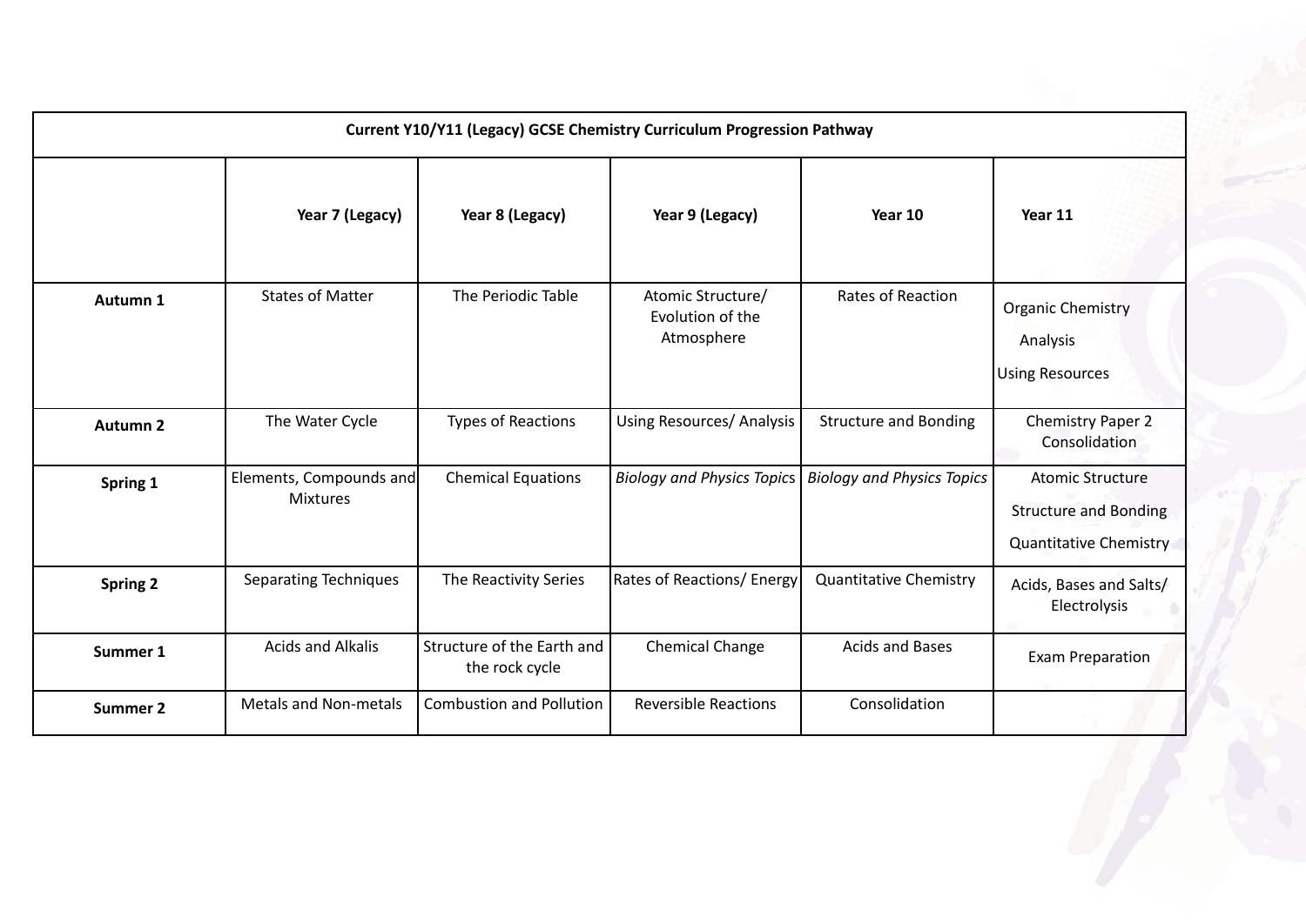| Current Y10/Y11 (Legacy) GCSE Chemistry Curriculum Progression Pathway | | | | | |
|---|---|---|---|---|---|
| | **Year 7 (Legacy)** | **Year 8 (Legacy)** | **Year 9 (Legacy)** | **Year 10** | **Year 11** |
| **Autumn 1** | States of Matter | The Periodic Table | Atomic Structure/ Evolution of the Atmosphere | Rates of Reaction | Organic Chemistry<br>Analysis<br>Using Resources |
| **Autumn 2** | The Water Cycle | Types of Reactions | Using Resources/ Analysis | Structure and Bonding | Chemistry Paper 2 Consolidation |
| **Spring 1** | Elements, Compounds and Mixtures | Chemical Equations | *Biology and Physics Topics* | *Biology and Physics Topics* | Atomic Structure<br>Structure and Bonding<br>Quantitative Chemistry |
| **Spring 2** | Separating Techniques | The Reactivity Series | Rates of Reactions/ Energy | Quantitative Chemistry | Acids, Bases and Salts/ Electrolysis |
| **Summer 1** | Acids and Alkalis | Structure of the Earth and the rock cycle | Chemical Change | Acids and Bases | Exam Preparation |
| **Summer 2** | Metals and Non-metals | Combustion and Pollution | Reversible Reactions | Consolidation | |